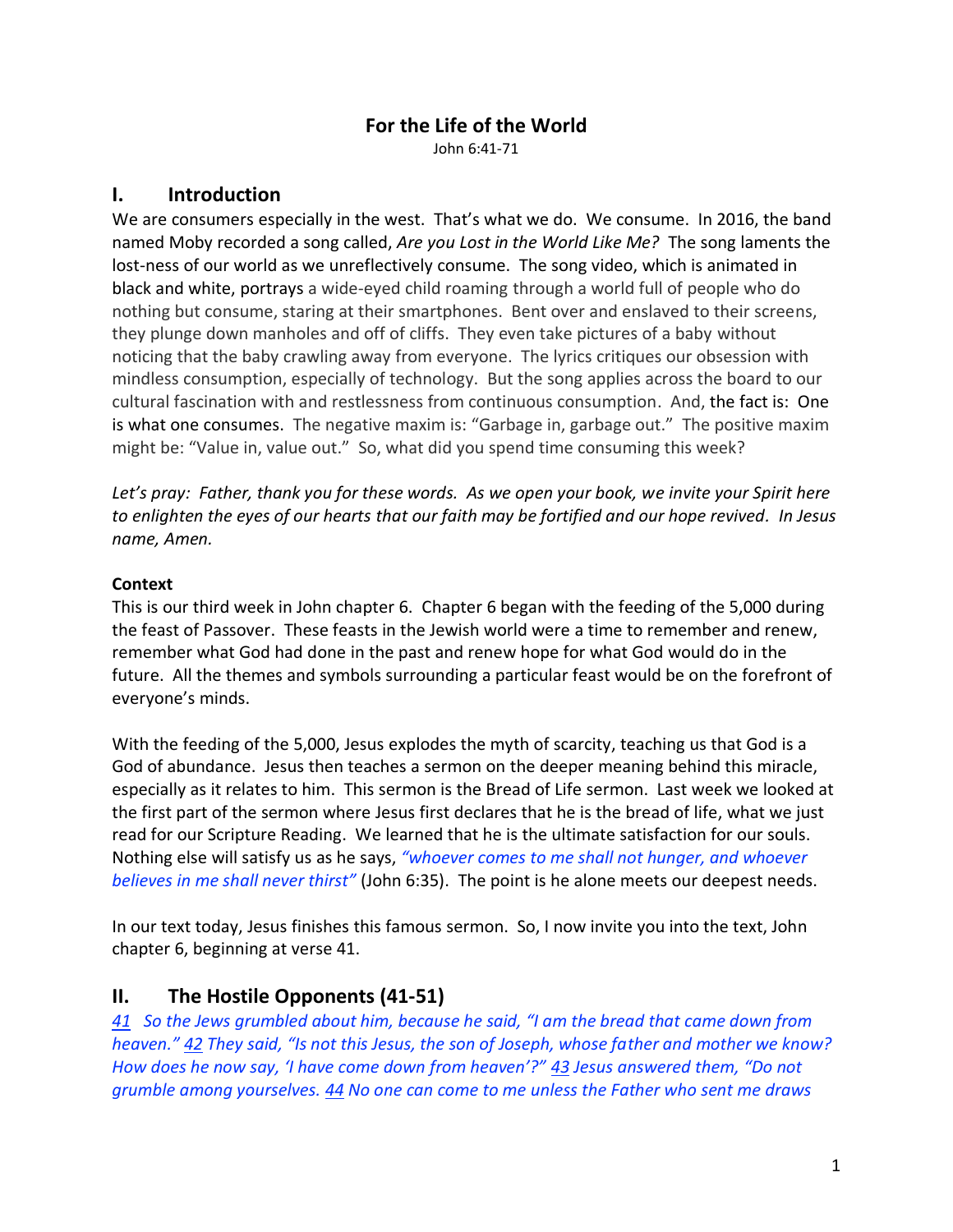# For the Life of the World

John 6:41-71

## I. Introduction

We are consumers especially in the west. That's what we do. We consume. In 2016, the band named Moby recorded a song called, *Are you Lost in the World Like Me?* The song laments the lost-ness of our world as we unreflectively consume. The song video, which is animated in black and white, portrays a wide-eyed child roaming through a world full of people who do nothing but consume, staring at their smartphones. Bent over and enslaved to their screens, they plunge down manholes and off of cliffs. They even take pictures of a baby without noticing that the baby crawling away from everyone. The lyrics critiques our obsession with mindless consumption, especially of technology. But the song applies across the board to our cultural fascination with and restlessness from continuous consumption. And, the fact is: One is what one consumes. The negative maxim is: "Garbage in, garbage out." The positive maxim might be: "Value in, value out." So, what did you spend time consuming this week?

*Let's pray: Father, thank you for these words. As we open your book, we invite your Spirit here to enlighten the eyes of our hearts that our faith may be fortified and our hope revived. In Jesus name, Amen.*

**Context**

This is our third week in John chapter 6. Chapter 6 began with the feeding of the 5,000 during the feast of Passover. These feasts in the Jewish world were a time to remember and renew, remember what God had done in the past and renew hope for what God would do in the future. All the themes and symbols surrounding a particular feast would be on the forefront of everyone's minds.

With the feeding of the 5,000, Jesus explodes the myth of scarcity, teaching us that God is a God of abundance. Jesus then teaches a sermon on the deeper meaning behind this miracle, especially as it relates to him. This sermon is the Bread of Life sermon. Last week we looked at the first part of the sermon where Jesus first declares that he is the bread of life, what we just read for our Scripture Reading. We learned that he is the ultimate satisfaction for our souls. Nothing else will satisfy us as he says, *"whoever comes to me shall not hunger, and whoever believes in me shall never thirst"* (John 6:35). The point is he alone meets our deepest needs.

In our text today, Jesus finishes this famous sermon. So, I now invite you into the text, John chapter 6, beginning at verse 41.

## II. The Hostile Opponents (41-51)

*41 So the Jews grumbled about him, because he said, "I am the bread that came down from heaven." 42 They said, "Is not this Jesus, the son of Joseph, whose father and mother we know? How does he now say, 'I have come down from heaven'?" 43 Jesus answered them, "Do not grumble among yourselves. 44 No one can come to me unless the Father who sent me draws*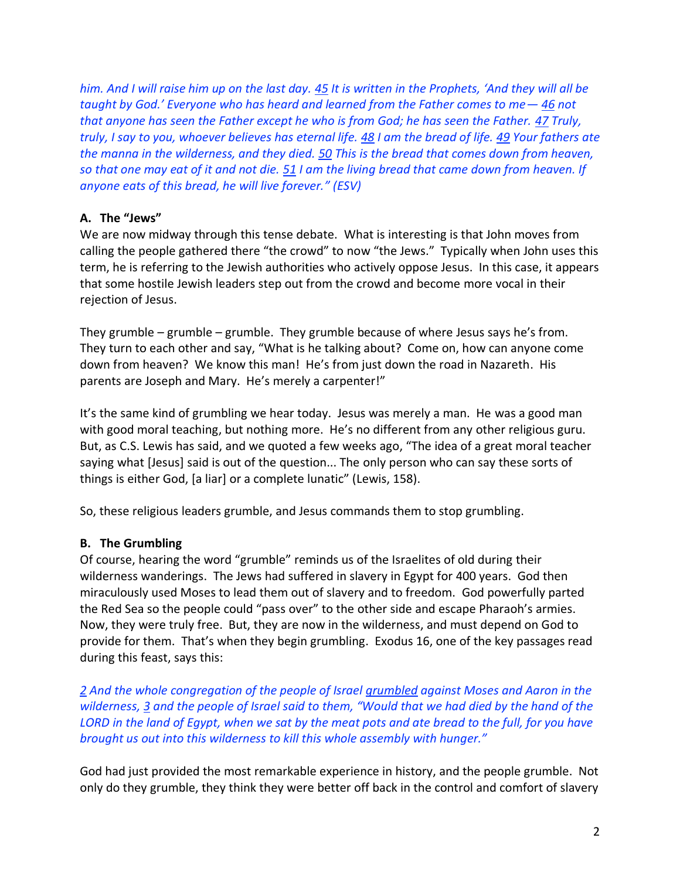*him. And I will raise him up on the last day. 45 It is written in the Prophets, 'And they will all be taught by God.' Everyone who has heard and learned from the Father comes to me— 46 not that anyone has seen the Father except he who is from God; he has seen the Father. 47 Truly, truly, I say to you, whoever believes has eternal life. 48 I am the bread of life. 49 Your fathers ate the manna in the wilderness, and they died. 50 This is the bread that comes down from heaven, so that one may eat of it and not die. 51 I am the living bread that came down from heaven. If anyone eats of this bread, he will live forever." (ESV)*

**A. The "Jews"**

We are now midway through this tense debate. What is interesting is that John moves from calling the people gathered there "the crowd" to now "the Jews." Typically when John uses this term, he is referring to the Jewish authorities who actively oppose Jesus. In this case, it appears that some hostile Jewish leaders step out from the crowd and become more vocal in their rejection of Jesus.

They grumble – grumble – grumble. They grumble because of where Jesus says he's from. They turn to each other and say, "What is he talking about? Come on, how can anyone come down from heaven? We know this man! He's from just down the road in Nazareth. His parents are Joseph and Mary. He's merely a carpenter!"

It's the same kind of grumbling we hear today. Jesus was merely a man. He was a good man with good moral teaching, but nothing more. He's no different from any other religious guru. But, as C.S. Lewis has said, and we quoted a few weeks ago, "The idea of a great moral teacher saying what [Jesus] said is out of the question... The only person who can say these sorts of things is either God, [a liar] or a complete lunatic" (Lewis, 158).

So, these religious leaders grumble, and Jesus commands them to stop grumbling.

**B. The Grumbling**

Of course, hearing the word "grumble" reminds us of the Israelites of old during their wilderness wanderings. The Jews had suffered in slavery in Egypt for 400 years. God then miraculously used Moses to lead them out of slavery and to freedom. God powerfully parted the Red Sea so the people could "pass over" to the other side and escape Pharaoh's armies. Now, they were truly free. But, they are now in the wilderness, and must depend on God to provide for them. That's when they begin grumbling. Exodus 16, one of the key passages read during this feast, says this:

*2 And the whole congregation of the people of Israel grumbled against Moses and Aaron in the wilderness, 3 and the people of Israel said to them, "Would that we had died by the hand of the LORD in the land of Egypt, when we sat by the meat pots and ate bread to the full, for you have brought us out into this wilderness to kill this whole assembly with hunger."*

God had just provided the most remarkable experience in history, and the people grumble. Not only do they grumble, they think they were better off back in the control and comfort of slavery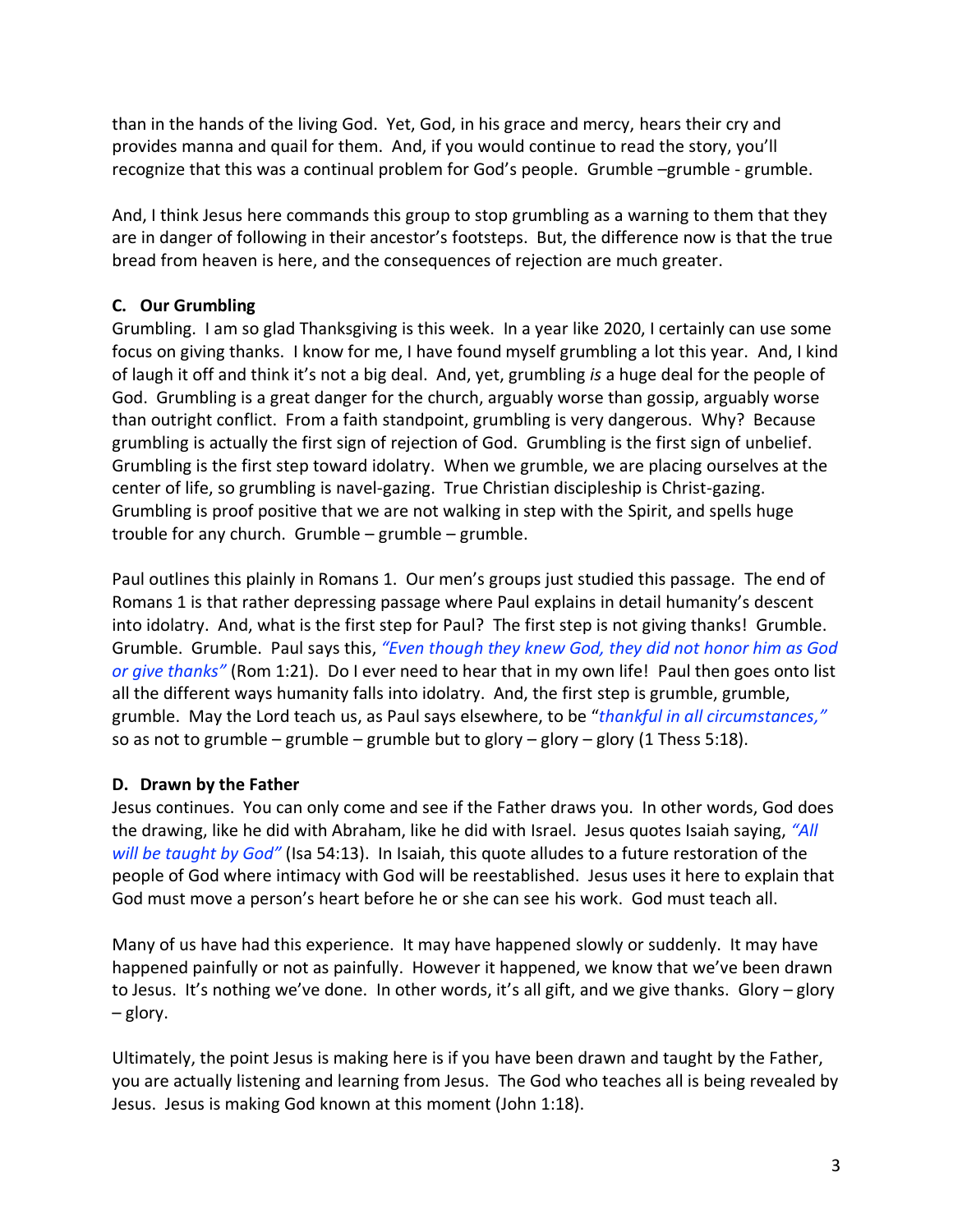than in the hands of the living God. Yet, God, in his grace and mercy, hears their cry and provides manna and quail for them. And, if you would continue to read the story, you'll recognize that this was a continual problem for God's people. Grumble –grumble - grumble.

And, I think Jesus here commands this group to stop grumbling as a warning to them that they are in danger of following in their ancestor's footsteps. But, the difference now is that the true bread from heaven is here, and the consequences of rejection are much greater.

**C. Our Grumbling**

Grumbling. I am so glad Thanksgiving is this week. In a year like 2020, I certainly can use some focus on giving thanks. I know for me, I have found myself grumbling a lot this year. And, I kind of laugh it off and think it's not a big deal. And, yet, grumbling *is* a huge deal for the people of God. Grumbling is a great danger for the church, arguably worse than gossip, arguably worse than outright conflict. From a faith standpoint, grumbling is very dangerous. Why? Because grumbling is actually the first sign of rejection of God. Grumbling is the first sign of unbelief. Grumbling is the first step toward idolatry. When we grumble, we are placing ourselves at the center of life, so grumbling is navel-gazing. True Christian discipleship is Christ-gazing. Grumbling is proof positive that we are not walking in step with the Spirit, and spells huge trouble for any church. Grumble – grumble – grumble.

Paul outlines this plainly in Romans 1. Our men's groups just studied this passage. The end of Romans 1 is that rather depressing passage where Paul explains in detail humanity's descent into idolatry. And, what is the first step for Paul? The first step is not giving thanks! Grumble. Grumble. Grumble. Paul says this, *"Even though they knew God, they did not honor him as God or give thanks"* (Rom 1:21). Do I ever need to hear that in my own life! Paul then goes onto list all the different ways humanity falls into idolatry. And, the first step is grumble, grumble, grumble. May the Lord teach us, as Paul says elsewhere, to be "*thankful in all circumstances,"* so as not to grumble – grumble – grumble but to glory – glory – glory (1 Thess 5:18).

**D. Drawn by the Father**

Jesus continues. You can only come and see if the Father draws you. In other words, God does the drawing, like he did with Abraham, like he did with Israel. Jesus quotes Isaiah saying, *"All will be taught by God"* (Isa 54:13). In Isaiah, this quote alludes to a future restoration of the people of God where intimacy with God will be reestablished. Jesus uses it here to explain that God must move a person's heart before he or she can see his work. God must teach all.

Many of us have had this experience. It may have happened slowly or suddenly. It may have happened painfully or not as painfully. However it happened, we know that we've been drawn to Jesus. It's nothing we've done. In other words, it's all gift, and we give thanks. Glory – glory – glory.

Ultimately, the point Jesus is making here is if you have been drawn and taught by the Father, you are actually listening and learning from Jesus. The God who teaches all is being revealed by Jesus. Jesus is making God known at this moment (John 1:18).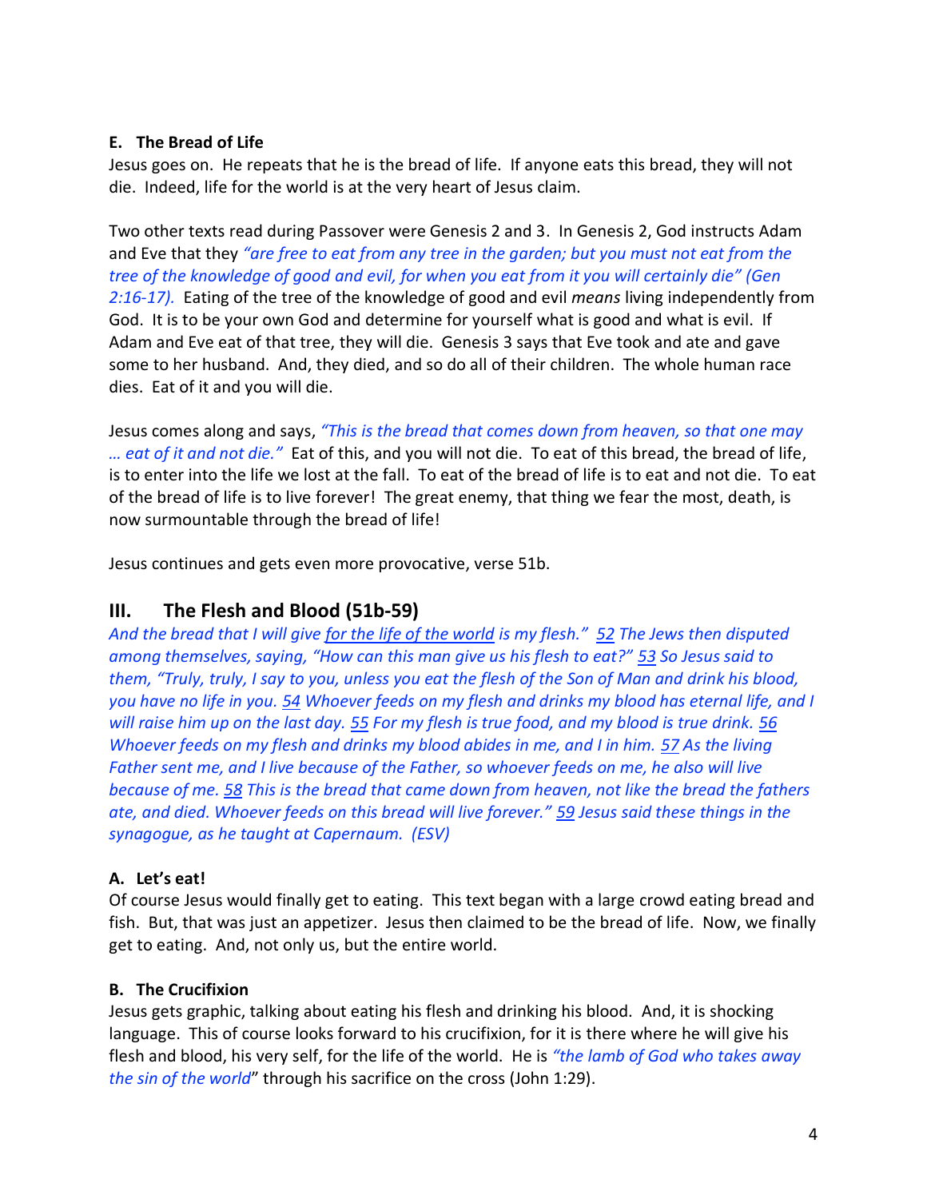**E. The Bread of Life**

Jesus goes on. He repeats that he is the bread of life. If anyone eats this bread, they will not die. Indeed, life for the world is at the very heart of Jesus claim.

Two other texts read during Passover were Genesis 2 and 3. In Genesis 2, God instructs Adam and Eve that they *"are free to eat from any tree in the garden; but you must not eat from the tree of the knowledge of good and evil, for when you eat from it you will certainly die" (Gen 2:16-17).* Eating of the tree of the knowledge of good and evil *means* living independently from God. It is to be your own God and determine for yourself what is good and what is evil. If Adam and Eve eat of that tree, they will die. Genesis 3 says that Eve took and ate and gave some to her husband. And, they died, and so do all of their children. The whole human race dies. Eat of it and you will die.

Jesus comes along and says, *"This is the bread that comes down from heaven, so that one may … eat of it and not die."* Eat of this, and you will not die. To eat of this bread, the bread of life, is to enter into the life we lost at the fall. To eat of the bread of life is to eat and not die. To eat of the bread of life is to live forever! The great enemy, that thing we fear the most, death, is now surmountable through the bread of life!

Jesus continues and gets even more provocative, verse 51b.

## III. The Flesh and Blood (51b-59)

*And the bread that I will give for the life of the world is my flesh." 52 The Jews then disputed among themselves, saying, "How can this man give us his flesh to eat?" 53 So Jesus said to them, "Truly, truly, I say to you, unless you eat the flesh of the Son of Man and drink his blood, you have no life in you. 54 Whoever feeds on my flesh and drinks my blood has eternal life, and I will raise him up on the last day. 55 For my flesh is true food, and my blood is true drink. 56 Whoever feeds on my flesh and drinks my blood abides in me, and I in him. 57 As the living Father sent me, and I live because of the Father, so whoever feeds on me, he also will live because of me. 58 This is the bread that came down from heaven, not like the bread the fathers ate, and died. Whoever feeds on this bread will live forever." 59 Jesus said these things in the synagogue, as he taught at Capernaum. (ESV)*

**A. Let's eat!**

Of course Jesus would finally get to eating. This text began with a large crowd eating bread and fish. But, that was just an appetizer. Jesus then claimed to be the bread of life. Now, we finally get to eating. And, not only us, but the entire world.

**B. The Crucifixion**

Jesus gets graphic, talking about eating his flesh and drinking his blood. And, it is shocking language. This of course looks forward to his crucifixion, for it is there where he will give his flesh and blood, his very self, for the life of the world. He is *"the lamb of God who takes away the sin of the world*" through his sacrifice on the cross (John 1:29).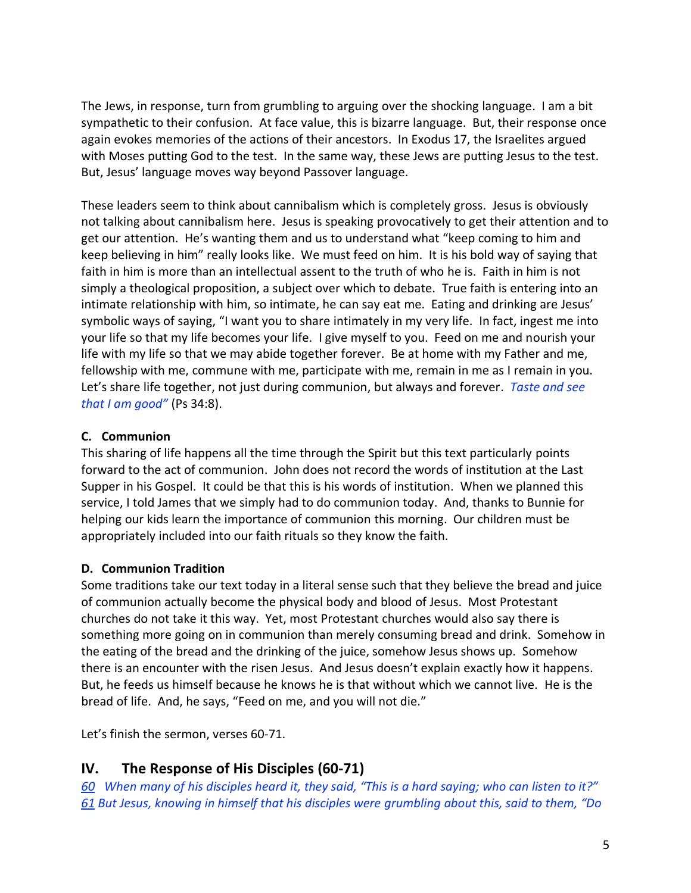The Jews, in response, turn from grumbling to arguing over the shocking language. I am a bit sympathetic to their confusion. At face value, this is bizarre language. But, their response once again evokes memories of the actions of their ancestors. In Exodus 17, the Israelites argued with Moses putting God to the test. In the same way, these Jews are putting Jesus to the test. But, Jesus' language moves way beyond Passover language.

These leaders seem to think about cannibalism which is completely gross. Jesus is obviously not talking about cannibalism here. Jesus is speaking provocatively to get their attention and to get our attention. He's wanting them and us to understand what "keep coming to him and keep believing in him" really looks like. We must feed on him. It is his bold way of saying that faith in him is more than an intellectual assent to the truth of who he is. Faith in him is not simply a theological proposition, a subject over which to debate. True faith is entering into an intimate relationship with him, so intimate, he can say eat me. Eating and drinking are Jesus' symbolic ways of saying, "I want you to share intimately in my very life. In fact, ingest me into your life so that my life becomes your life. I give myself to you. Feed on me and nourish your life with my life so that we may abide together forever. Be at home with my Father and me, fellowship with me, commune with me, participate with me, remain in me as I remain in you. Let's share life together, not just during communion, but always and forever. *Taste and see that I am good"* (Ps 34:8).

**C. Communion**

This sharing of life happens all the time through the Spirit but this text particularly points forward to the act of communion. John does not record the words of institution at the Last Supper in his Gospel. It could be that this is his words of institution. When we planned this service, I told James that we simply had to do communion today. And, thanks to Bunnie for helping our kids learn the importance of communion this morning. Our children must be appropriately included into our faith rituals so they know the faith.

**D. Communion Tradition**

Some traditions take our text today in a literal sense such that they believe the bread and juice of communion actually become the physical body and blood of Jesus. Most Protestant churches do not take it this way. Yet, most Protestant churches would also say there is something more going on in communion than merely consuming bread and drink. Somehow in the eating of the bread and the drinking of the juice, somehow Jesus shows up. Somehow there is an encounter with the risen Jesus. And Jesus doesn't explain exactly how it happens. But, he feeds us himself because he knows he is that without which we cannot live. He is the bread of life. And, he says, "Feed on me, and you will not die."

Let's finish the sermon, verses 60-71.

## IV. The Response of His Disciples (60-71)

*60 When many of his disciples heard it, they said, "This is a hard saying; who can listen to it?" 61 But Jesus, knowing in himself that his disciples were grumbling about this, said to them, "Do*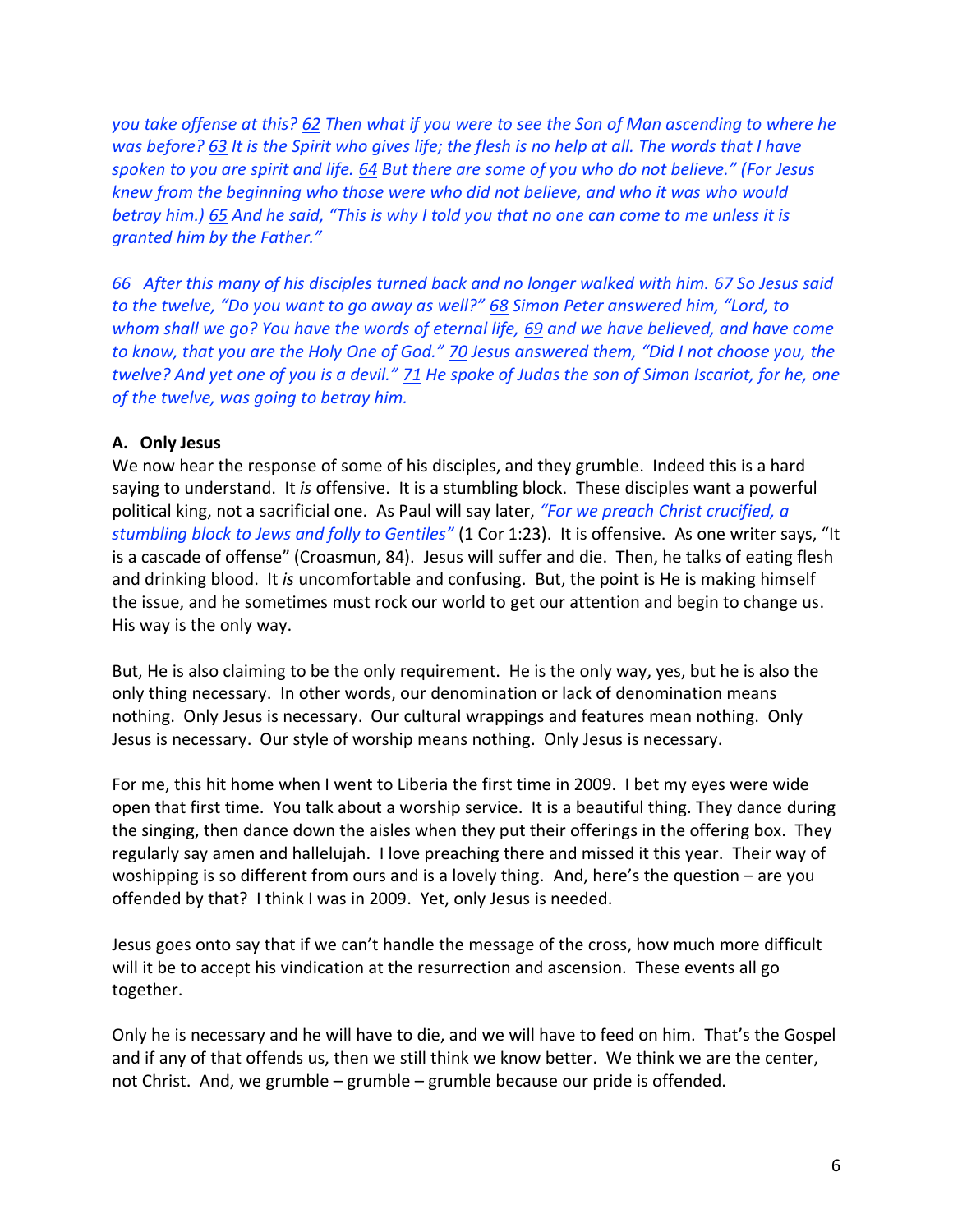*you take offense at this? 62 Then what if you were to see the Son of Man ascending to where he was before? 63 It is the Spirit who gives life; the flesh is no help at all. The words that I have spoken to you are spirit and life. 64 But there are some of you who do not believe." (For Jesus knew from the beginning who those were who did not believe, and who it was who would betray him.) 65 And he said, "This is why I told you that no one can come to me unless it is granted him by the Father."*

*66 After this many of his disciples turned back and no longer walked with him. 67 So Jesus said to the twelve, "Do you want to go away as well?" 68 Simon Peter answered him, "Lord, to whom shall we go? You have the words of eternal life, 69 and we have believed, and have come to know, that you are the Holy One of God." 70 Jesus answered them, "Did I not choose you, the twelve? And yet one of you is a devil." 71 He spoke of Judas the son of Simon Iscariot, for he, one of the twelve, was going to betray him.*

**A. Only Jesus**

We now hear the response of some of his disciples, and they grumble. Indeed this is a hard saying to understand. It *is* offensive. It is a stumbling block. These disciples want a powerful political king, not a sacrificial one. As Paul will say later, *"For we preach Christ crucified, a stumbling block to Jews and folly to Gentiles"* (1 Cor 1:23). It is offensive. As one writer says, "It is a cascade of offense" (Croasmun, 84). Jesus will suffer and die. Then, he talks of eating flesh and drinking blood. It *is* uncomfortable and confusing. But, the point is He is making himself the issue, and he sometimes must rock our world to get our attention and begin to change us. His way is the only way.

But, He is also claiming to be the only requirement. He is the only way, yes, but he is also the only thing necessary. In other words, our denomination or lack of denomination means nothing. Only Jesus is necessary. Our cultural wrappings and features mean nothing. Only Jesus is necessary. Our style of worship means nothing. Only Jesus is necessary.

For me, this hit home when I went to Liberia the first time in 2009. I bet my eyes were wide open that first time. You talk about a worship service. It is a beautiful thing. They dance during the singing, then dance down the aisles when they put their offerings in the offering box. They regularly say amen and hallelujah. I love preaching there and missed it this year. Their way of woshipping is so different from ours and is a lovely thing. And, here's the question – are you offended by that? I think I was in 2009. Yet, only Jesus is needed.

Jesus goes onto say that if we can't handle the message of the cross, how much more difficult will it be to accept his vindication at the resurrection and ascension. These events all go together.

Only he is necessary and he will have to die, and we will have to feed on him. That's the Gospel and if any of that offends us, then we still think we know better. We think we are the center, not Christ. And, we grumble – grumble – grumble because our pride is offended.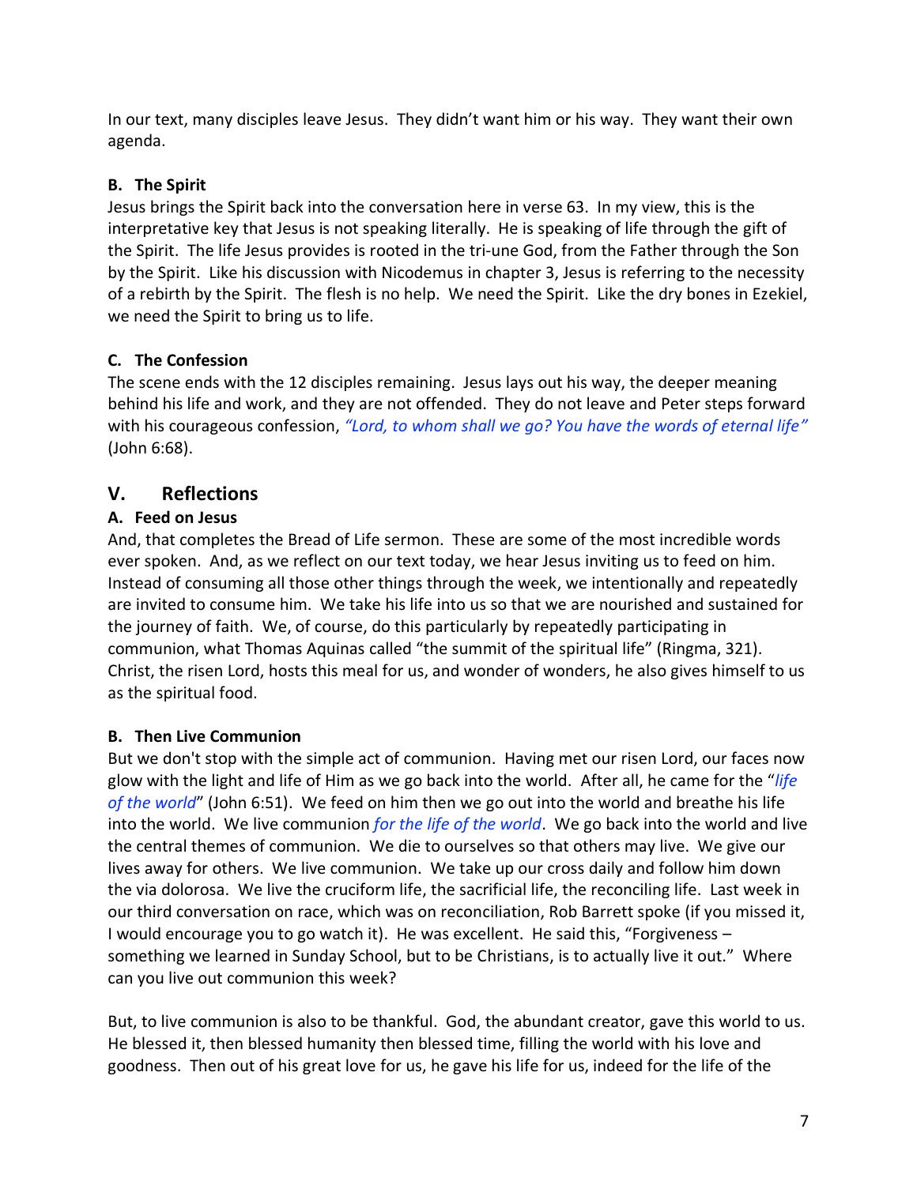In our text, many disciples leave Jesus. They didn't want him or his way. They want their own agenda.

**B. The Spirit**

Jesus brings the Spirit back into the conversation here in verse 63. In my view, this is the interpretative key that Jesus is not speaking literally. He is speaking of life through the gift of the Spirit. The life Jesus provides is rooted in the tri-une God, from the Father through the Son by the Spirit. Like his discussion with Nicodemus in chapter 3, Jesus is referring to the necessity of a rebirth by the Spirit. The flesh is no help. We need the Spirit. Like the dry bones in Ezekiel, we need the Spirit to bring us to life.

**C. The Confession**

The scene ends with the 12 disciples remaining. Jesus lays out his way, the deeper meaning behind his life and work, and they are not offended. They do not leave and Peter steps forward with his courageous confession, *"Lord, to whom shall we go? You have the words of eternal life"* (John 6:68).

## V. Reflections

**A. Feed on Jesus**

And, that completes the Bread of Life sermon. These are some of the most incredible words ever spoken. And, as we reflect on our text today, we hear Jesus inviting us to feed on him. Instead of consuming all those other things through the week, we intentionally and repeatedly are invited to consume him. We take his life into us so that we are nourished and sustained for the journey of faith. We, of course, do this particularly by repeatedly participating in communion, what Thomas Aquinas called "the summit of the spiritual life" (Ringma, 321). Christ, the risen Lord, hosts this meal for us, and wonder of wonders, he also gives himself to us as the spiritual food.

**B. Then Live Communion**

But we don't stop with the simple act of communion. Having met our risen Lord, our faces now glow with the light and life of Him as we go back into the world. After all, he came for the "*life of the world*" (John 6:51). We feed on him then we go out into the world and breathe his life into the world. We live communion *for the life of the world*. We go back into the world and live the central themes of communion. We die to ourselves so that others may live. We give our lives away for others. We live communion. We take up our cross daily and follow him down the via dolorosa. We live the cruciform life, the sacrificial life, the reconciling life. Last week in our third conversation on race, which was on reconciliation, Rob Barrett spoke (if you missed it, I would encourage you to go watch it). He was excellent. He said this, "Forgiveness – something we learned in Sunday School, but to be Christians, is to actually live it out." Where can you live out communion this week?

But, to live communion is also to be thankful. God, the abundant creator, gave this world to us. He blessed it, then blessed humanity then blessed time, filling the world with his love and goodness. Then out of his great love for us, he gave his life for us, indeed for the life of the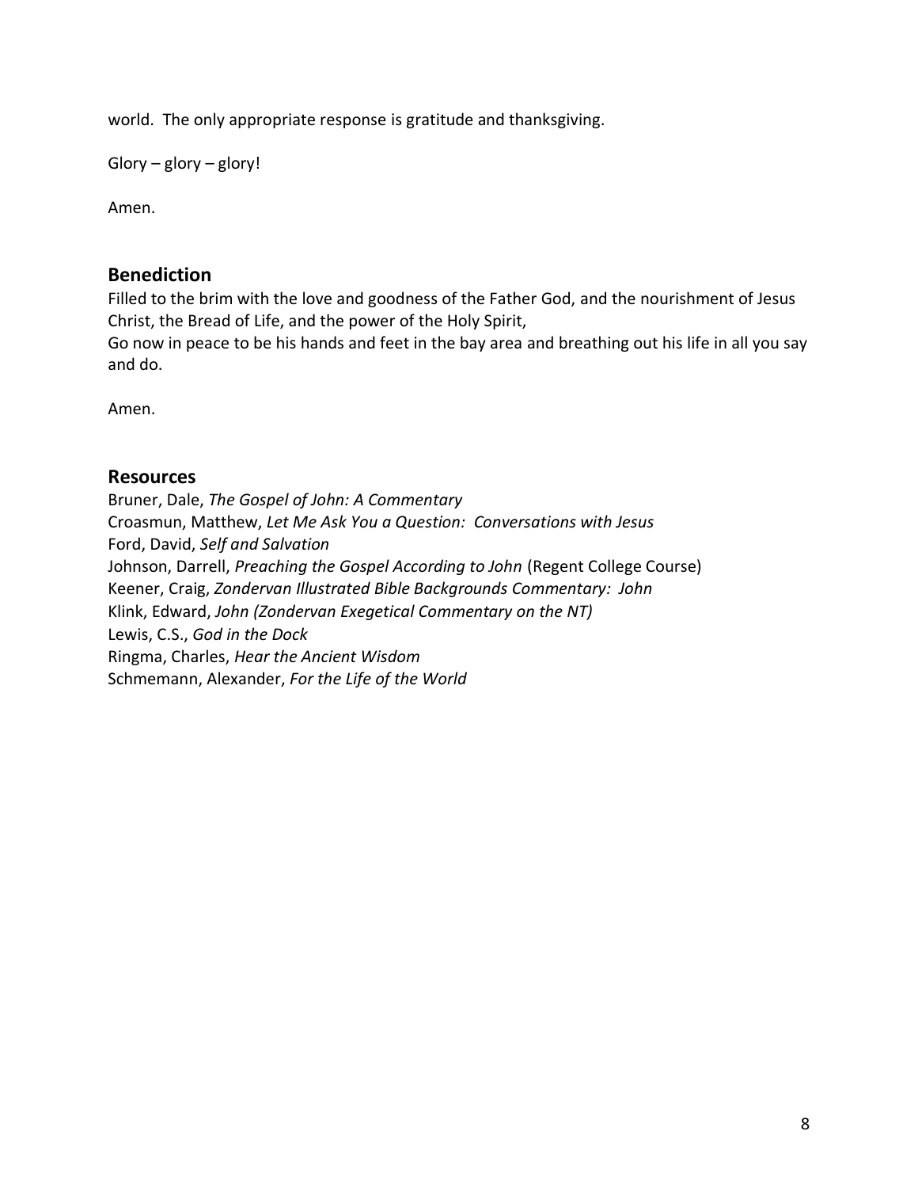world. The only appropriate response is gratitude and thanksgiving.

Glory – glory – glory!

Amen.

## Benediction

Filled to the brim with the love and goodness of the Father God, and the nourishment of Jesus Christ, the Bread of Life, and the power of the Holy Spirit,
Go now in peace to be his hands and feet in the bay area and breathing out his life in all you say and do.

Amen.

## Resources

Bruner, Dale, *The Gospel of John: A Commentary*
Croasmun, Matthew, *Let Me Ask You a Question: Conversations with Jesus*
Ford, David, *Self and Salvation*
Johnson, Darrell, *Preaching the Gospel According to John* (Regent College Course)
Keener, Craig, *Zondervan Illustrated Bible Backgrounds Commentary: John*
Klink, Edward, *John (Zondervan Exegetical Commentary on the NT)*
Lewis, C.S., *God in the Dock*
Ringma, Charles, *Hear the Ancient Wisdom*
Schmemann, Alexander, *For the Life of the World*